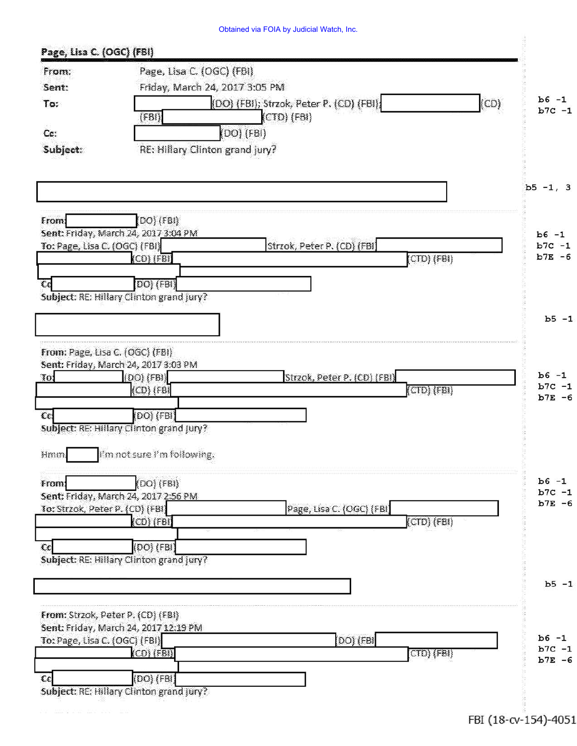Obtained via FOIA by Judicial Watch, Inc.

**Page, Lisa C. (OGC) (FBI)**

| | |
|---|---|
| **From:** | Page, Lisa C. (OGC) (FBI) |
| **Sent:** | Friday, March 24, 2017 3:05 PM |
| **To:** | (DO) (FBI); Strzok, Peter P. (CD) (FBI); (CD) (FBI) (CTD) (FBI) |
| **Cc:** | (DO) (FBI) |
| **Subject:** | RE: Hillary Clinton grand jury? |

b6 -1
b7C -1

b5 -1, 3

**From:** (DO) (FBI)
**Sent:** Friday, March 24, 2017 3:04 PM
**To:** Page, Lisa C. (OGC) (FBI) Strzok, Peter P. (CD) (FBI) (CD) (FBI) (CTD) (FBI)
**Cc** (DO) (FBI)
**Subject:** RE: Hillary Clinton grand jury?

b6 -1
b7C -1
b7E -6

b5 -1

**From:** Page, Lisa C. (OGC) (FBI)
**Sent:** Friday, March 24, 2017 3:03 PM
**To** (DO) (FBI) Strzok, Peter P. (CD) (FBI) (CD) (FBI (CTD) (FBI)
**Cc** (DO) (FBI)
**Subject:** RE: Hillary Clinton grand jury?

b6 -1
b7C -1
b7E -6

Hmm, I'm not sure I'm following.

**From:** (DO) (FBI)
**Sent:** Friday, March 24, 2017 2:56 PM
**To:** Strzok, Peter P. (CD) (FBI) Page, Lisa C. (OGC) (FBI) (CD) (FBI) (CTD) (FBI)
**Cc** (DO) (FBI)
**Subject:** RE: Hillary Clinton grand jury?

b6 -1
b7C -1
b7E -6

b5 -1

**From:** Strzok, Peter P. (CD) (FBI)
**Sent:** Friday, March 24, 2017 12:19 PM
**To:** Page, Lisa C. (OGC) (FBI) (DO) (FBI (CD) (FBI) (CTD) (FBI)
**Cc** (DO) (FBI)
**Subject:** RE: Hillary Clinton grand jury?

b6 -1
b7C -1
b7E -6

FBI (18-cv-154)-4051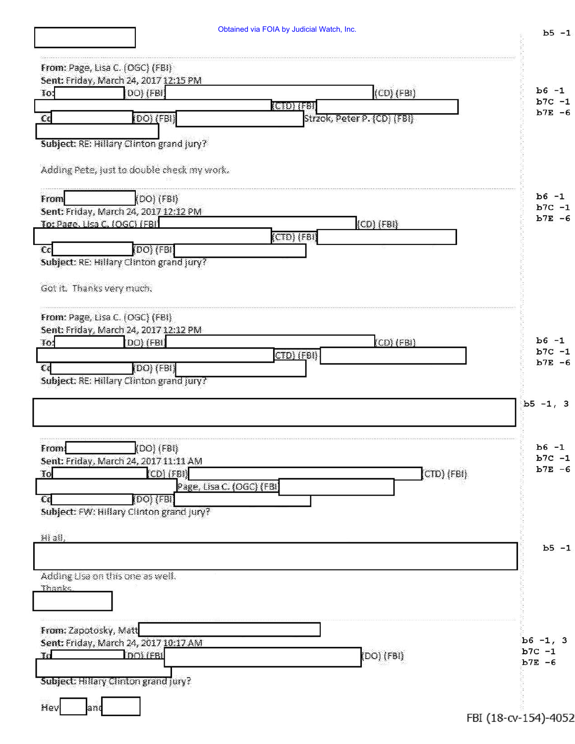Obtained via FOIA by Judicial Watch, Inc.

b5 -1

---

**From:** Page, Lisa C. (OGC) (FBI)
**Sent:** Friday, March 24, 2017 12:15 PM
**To:** (DO) (FBI) (CD) (FBI) (CTD) (FBI)
**Cc:** (DO) (FBI) Strzok, Peter P. (CD) (FBI)
**Subject:** RE: Hillary Clinton grand jury?

b6 -1
b7C -1
b7E -6

Adding Pete, just to double check my work.

---

**From:** (DO) (FBI)
**Sent:** Friday, March 24, 2017 12:12 PM
**To:** Page, Lisa C. (OGC) (FBI) (CD) (FBI) (CTD) (FBI)
**Cc:** (DO) (FBI)
**Subject:** RE: Hillary Clinton grand jury?

b6 -1
b7C -1
b7E -6

Got it. Thanks very much.

---

**From:** Page, Lisa C. (OGC) (FBI)
**Sent:** Friday, March 24, 2017 12:12 PM
**To:** (DO) (FBI) (CD) (FBI) (CTD) (FBI)
**Cc:** (DO) (FBI)
**Subject:** RE: Hillary Clinton grand jury?

b6 -1
b7C -1
b7E -6

b5 -1, 3

---

**From:** (DO) (FBI)
**Sent:** Friday, March 24, 2017 11:11 AM
**To:** (CD) (FBI) (CTD) (FBI) Page, Lisa C. (OGC) (FBI)
**Cc:** (DO) (FBI)
**Subject:** FW: Hillary Clinton grand jury?

b6 -1
b7C -1
b7E -6

Hi all,

b5 -1

Adding Lisa on this one as well.
Thanks

---

**From:** Zapotosky, Matt
**Sent:** Friday, March 24, 2017 10:17 AM
**To:** (DO) (FBI) (DO) (FBI)
**Subject:** Hillary Clinton grand jury?

b6 -1, 3
b7C -1
b7E -6

Hey and

FBI (18-cv-154)-4052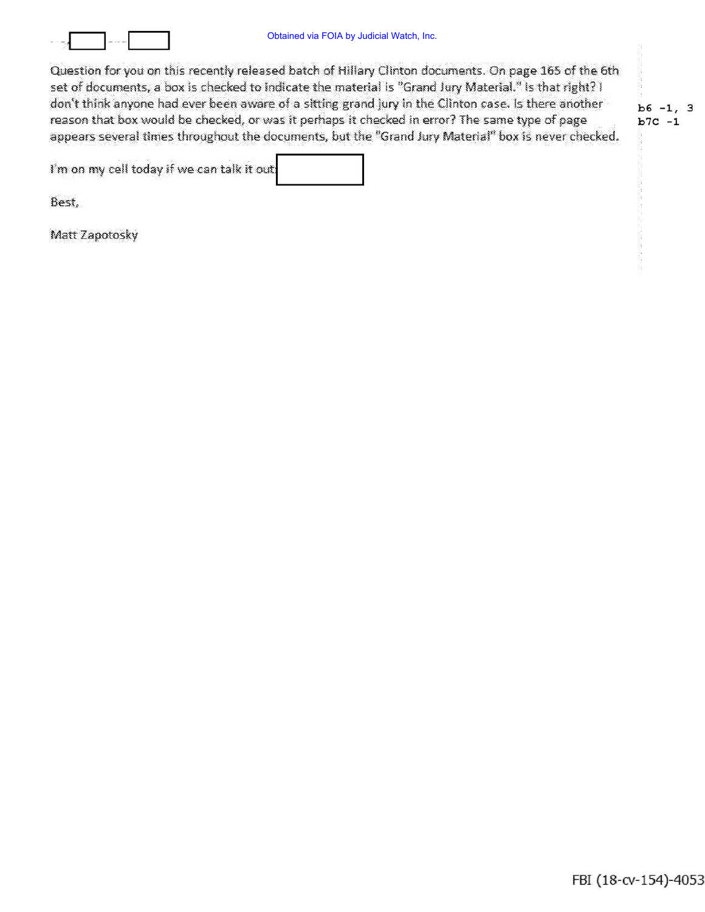Question for you on this recently released batch of Hillary Clinton documents. On page 165 of the 6th set of documents, a box is checked to indicate the material is "Grand Jury Material." Is that right? I don't think anyone had ever been aware of a sitting grand jury in the Clinton case. Is there another reason that box would be checked, or was it perhaps it checked in error? The same type of page appears several times throughout the documents, but the "Grand Jury Material" box is never checked.

b6 -1, 3
b7C -1

I'm on my cell today if we can talk it out:

Best,

Matt Zapotosky

FBI (18-cv-154)-4053